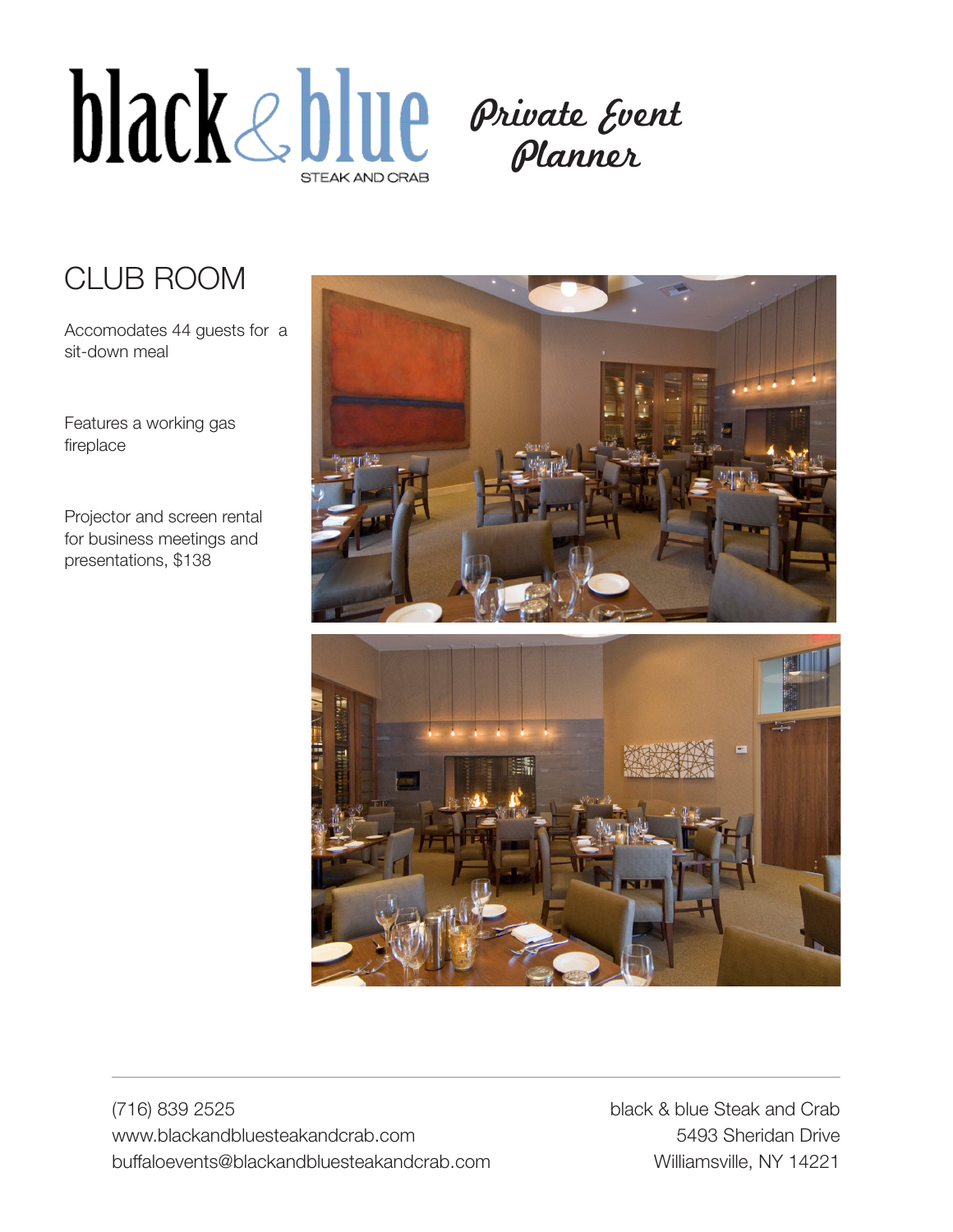black & blue STEAK AND CRAB

*Private Event Planner*

## CLUB ROOM

Accomodates 44 guests for a sit-down meal

Features a working gas fireplace

Projector and screen rental for business meetings and presentations, $138

(716) 839 2525
www.blackandbluesteakandcrab.com
buffaloevents@blackandbluesteakandcrab.com

black & blue Steak and Crab
5493 Sheridan Drive
Williamsville, NY 14221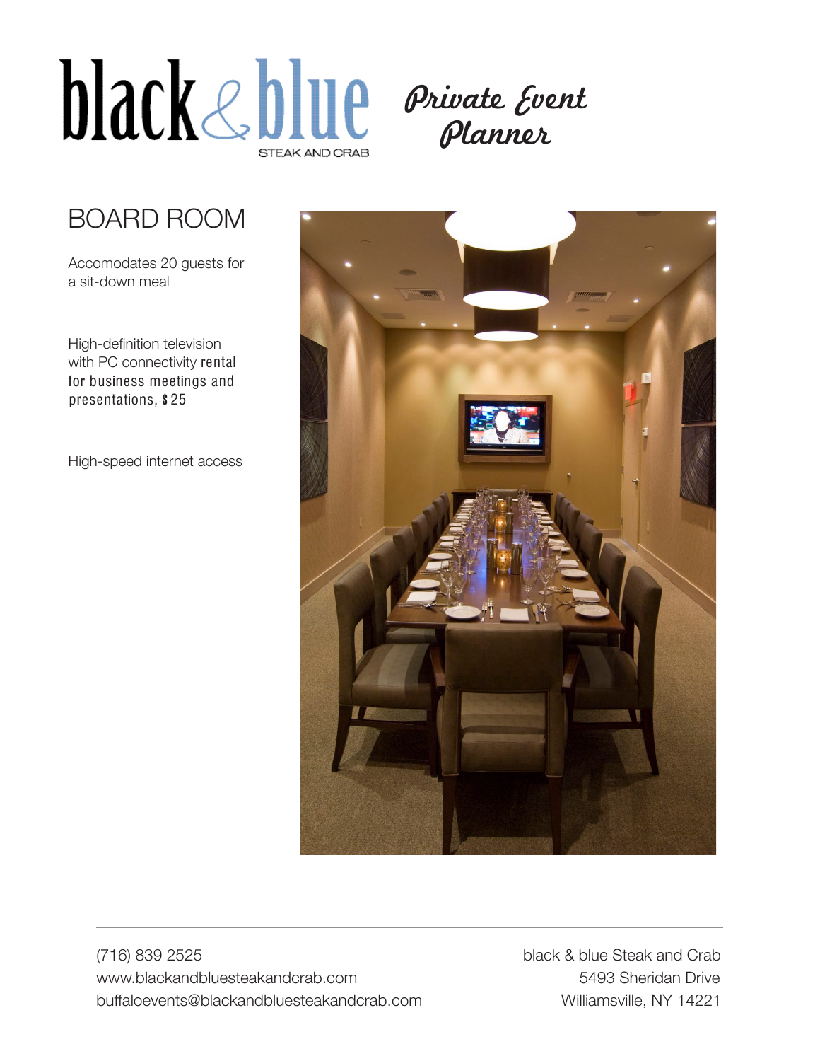black & blue STEAK AND CRAB

*Private Event Planner*

## BOARD ROOM

Accomodates 20 guests for a sit-down meal

High-definition television with PC connectivity rental for business meetings and presentations, $25

High-speed internet access

(716) 839 2525
www.blackandbluesteakandcrab.com
buffaloevents@blackandbluesteakandcrab.com

black & blue Steak and Crab
5493 Sheridan Drive
Williamsville, NY 14221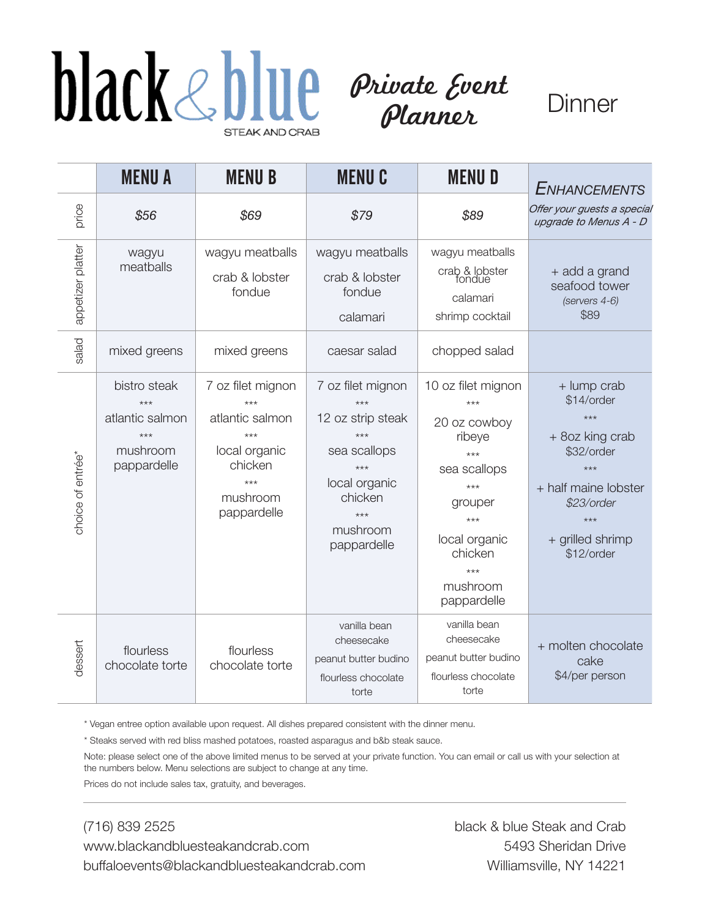# black & blue

STEAK AND CRAB

## Private Event Planner

## Dinner

| | MENU A | MENU B | MENU C | MENU D | ENHANCEMENTS |
|---|---|---|---|---|---|
| price | *$56* | *$69* | *$79* | *$89* | *Offer your guests a special upgrade to Menus A - D* |
| appetizer platter | wagyu meatballs | wagyu meatballs<br><br>crab & lobster fondue | wagyu meatballs<br><br>crab & lobster fondue<br><br>calamari | wagyu meatballs<br><br>crab & lobster fondue<br><br>calamari<br><br>shrimp cocktail | + add a grand seafood tower<br>*(servers 4-6)*<br>$89 |
| salad | mixed greens | mixed greens | caesar salad | chopped salad | |
| choice of entrée* | bistro steak<br>***<br>atlantic salmon<br>***<br>mushroom pappardelle | 7 oz filet mignon<br>***<br>atlantic salmon<br>***<br>local organic chicken<br>***<br>mushroom pappardelle | 7 oz filet mignon<br>***<br>12 oz strip steak<br>***<br>sea scallops<br>***<br>local organic chicken<br>***<br>mushroom pappardelle | 10 oz filet mignon<br>***<br>20 oz cowboy ribeye<br>***<br>sea scallops<br>***<br>grouper<br>***<br>local organic chicken<br>***<br>mushroom pappardelle | + lump crab<br>$14/order<br>***<br>+ 8oz king crab<br>$32/order<br>***<br>+ half maine lobster<br>*$23/order*<br>***<br>+ grilled shrimp<br>$12/order |
| dessert | flourless chocolate torte | flourless chocolate torte | vanilla bean cheesecake<br><br>peanut butter budino<br><br>flourless chocolate torte | vanilla bean cheesecake<br><br>peanut butter budino<br><br>flourless chocolate torte | + molten chocolate cake<br>$4/per person |

* Vegan entree option available upon request. All dishes prepared consistent with the dinner menu.

* Steaks served with red bliss mashed potatoes, roasted asparagus and b&b steak sauce.

Note: please select one of the above limited menus to be served at your private function. You can email or call us with your selection at the numbers below. Menu selections are subject to change at any time.

Prices do not include sales tax, gratuity, and beverages.

---

(716) 839 2525
www.blackandbluesteakandcrab.com
buffaloevents@blackandbluesteakandcrab.com

black & blue Steak and Crab
5493 Sheridan Drive
Williamsville, NY 14221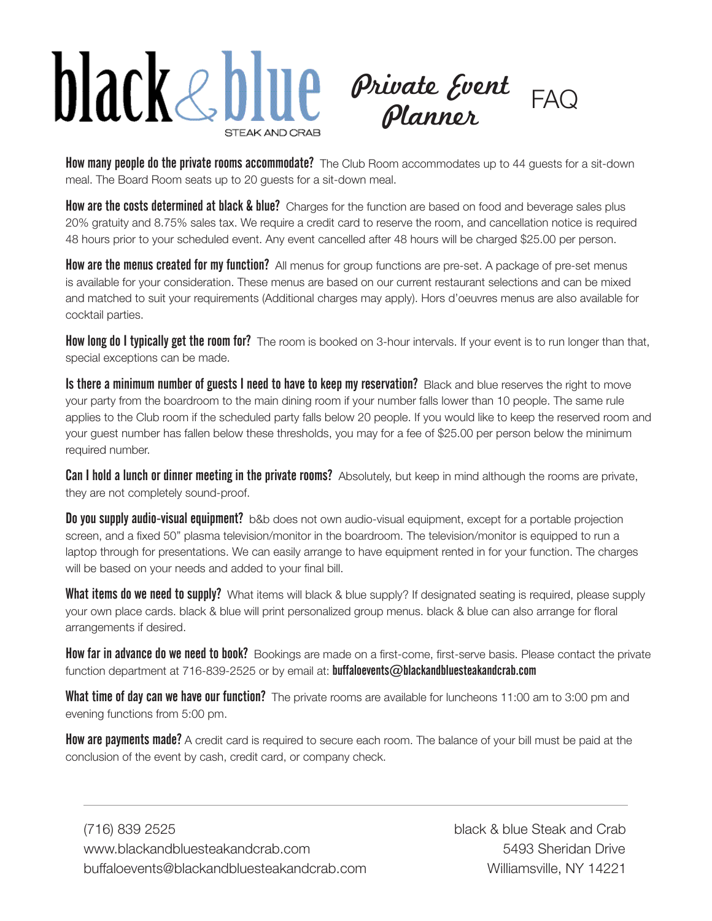# black & blue STEAK AND CRAB Private Event Planner FAQ

**How many people do the private rooms accommodate?** The Club Room accommodates up to 44 guests for a sit-down meal. The Board Room seats up to 20 guests for a sit-down meal.

**How are the costs determined at black & blue?** Charges for the function are based on food and beverage sales plus 20% gratuity and 8.75% sales tax. We require a credit card to reserve the room, and cancellation notice is required 48 hours prior to your scheduled event. Any event cancelled after 48 hours will be charged $25.00 per person.

**How are the menus created for my function?** All menus for group functions are pre-set. A package of pre-set menus is available for your consideration. These menus are based on our current restaurant selections and can be mixed and matched to suit your requirements (Additional charges may apply). Hors d'oeuvres menus are also available for cocktail parties.

**How long do I typically get the room for?** The room is booked on 3-hour intervals. If your event is to run longer than that, special exceptions can be made.

**Is there a minimum number of guests I need to have to keep my reservation?** Black and blue reserves the right to move your party from the boardroom to the main dining room if your number falls lower than 10 people. The same rule applies to the Club room if the scheduled party falls below 20 people. If you would like to keep the reserved room and your guest number has fallen below these thresholds, you may for a fee of $25.00 per person below the minimum required number.

**Can I hold a lunch or dinner meeting in the private rooms?** Absolutely, but keep in mind although the rooms are private, they are not completely sound-proof.

**Do you supply audio-visual equipment?** b&b does not own audio-visual equipment, except for a portable projection screen, and a fixed 50" plasma television/monitor in the boardroom. The television/monitor is equipped to run a laptop through for presentations. We can easily arrange to have equipment rented in for your function. The charges will be based on your needs and added to your final bill.

**What items do we need to supply?** What items will black & blue supply? If designated seating is required, please supply your own place cards. black & blue will print personalized group menus. black & blue can also arrange for floral arrangements if desired.

**How far in advance do we need to book?** Bookings are made on a first-come, first-serve basis. Please contact the private function department at 716-839-2525 or by email at: **buffaloevents@blackandbluesteakandcrab.com**

**What time of day can we have our function?** The private rooms are available for luncheons 11:00 am to 3:00 pm and evening functions from 5:00 pm.

**How are payments made?** A credit card is required to secure each room. The balance of your bill must be paid at the conclusion of the event by cash, credit card, or company check.

---

(716) 839 2525
www.blackandbluesteakandcrab.com
buffaloevents@blackandbluesteakandcrab.com

black & blue Steak and Crab
5493 Sheridan Drive
Williamsville, NY 14221